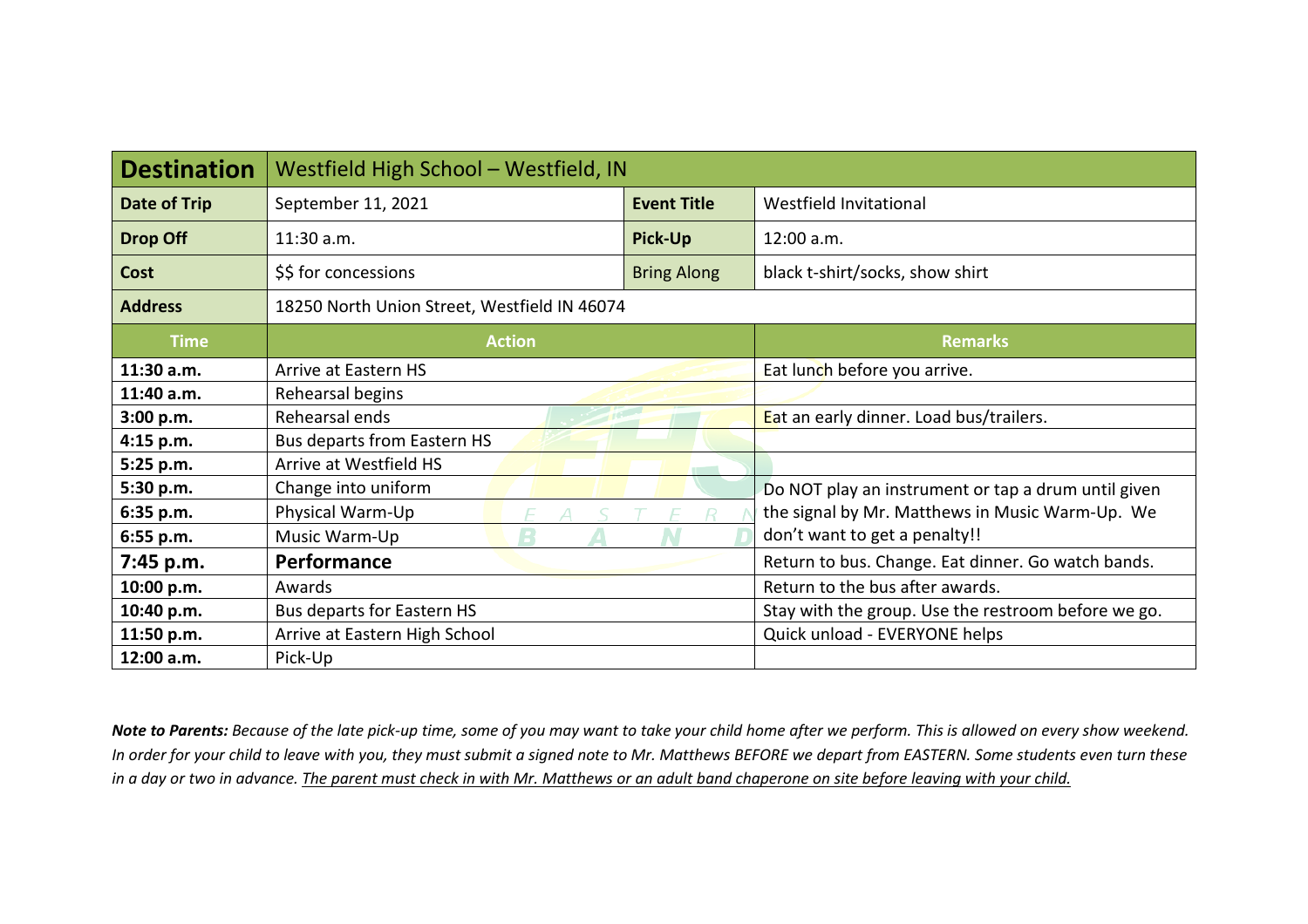| Destination | Westfield High School – Westfield, IN | | |
|---|---|---|---|
| **Date of Trip** | September 11, 2021 | **Event Title** | Westfield Invitational |
| **Drop Off** | 11:30 a.m. | **Pick-Up** | 12:00 a.m. |
| **Cost** | $$ for concessions | Bring Along | black t-shirt/socks, show shirt |
| **Address** | 18250 North Union Street, Westfield IN 46074 | | |

| Time | Action | Remarks |
|---|---|---|
| **11:30 a.m.** | Arrive at Eastern HS | Eat lunch before you arrive. |
| **11:40 a.m.** | Rehearsal begins | |
| **3:00 p.m.** | Rehearsal ends | Eat an early dinner. Load bus/trailers. |
| **4:15 p.m.** | Bus departs from Eastern HS | |
| **5:25 p.m.** | Arrive at Westfield HS | |
| **5:30 p.m.** | Change into uniform | Do NOT play an instrument or tap a drum until given the signal by Mr. Matthews in Music Warm-Up. We don't want to get a penalty!! |
| **6:35 p.m.** | Physical Warm-Up | |
| **6:55 p.m.** | Music Warm-Up | |
| **7:45 p.m.** | **Performance** | Return to bus. Change. Eat dinner. Go watch bands. |
| **10:00 p.m.** | Awards | Return to the bus after awards. |
| **10:40 p.m.** | Bus departs for Eastern HS | Stay with the group. Use the restroom before we go. |
| **11:50 p.m.** | Arrive at Eastern High School | Quick unload - EVERYONE helps |
| **12:00 a.m.** | Pick-Up | |

***Note to Parents:*** *Because of the late pick-up time, some of you may want to take your child home after we perform. This is allowed on every show weekend. In order for your child to leave with you, they must submit a signed note to Mr. Matthews BEFORE we depart from EASTERN. Some students even turn these in a day or two in advance. The parent must check in with Mr. Matthews or an adult band chaperone on site before leaving with your child.*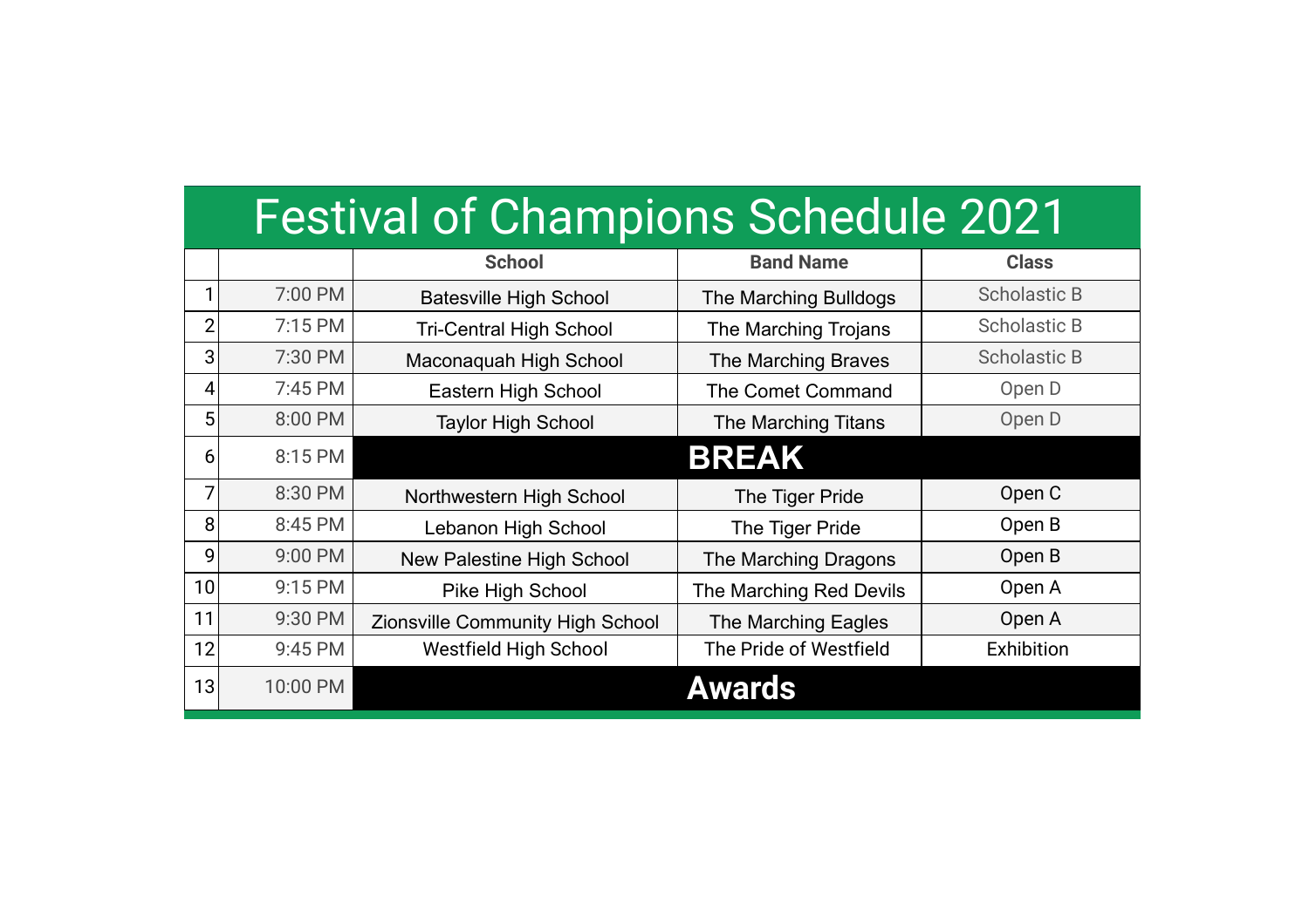# Festival of Champions Schedule 2021

| | | School | Band Name | Class |
|---|---|---|---|---|
| 1 | 7:00 PM | Batesville High School | The Marching Bulldogs | Scholastic B |
| 2 | 7:15 PM | Tri-Central High School | The Marching Trojans | Scholastic B |
| 3 | 7:30 PM | Maconaquah High School | The Marching Braves | Scholastic B |
| 4 | 7:45 PM | Eastern High School | The Comet Command | Open D |
| 5 | 8:00 PM | Taylor High School | The Marching Titans | Open D |
| 6 | 8:15 PM | **BREAK** | | |
| 7 | 8:30 PM | Northwestern High School | The Tiger Pride | Open C |
| 8 | 8:45 PM | Lebanon High School | The Tiger Pride | Open B |
| 9 | 9:00 PM | New Palestine High School | The Marching Dragons | Open B |
| 10 | 9:15 PM | Pike High School | The Marching Red Devils | Open A |
| 11 | 9:30 PM | Zionsville Community High School | The Marching Eagles | Open A |
| 12 | 9:45 PM | Westfield High School | The Pride of Westfield | Exhibition |
| 13 | 10:00 PM | **Awards** | | |